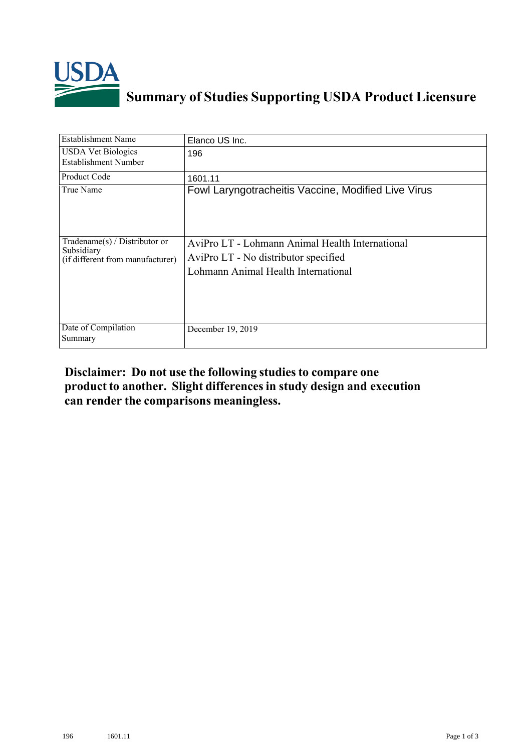# Summary of Studies Supporting USDA Product Licensure

| Establishment Name | Elanco US Inc. |
|---|---|
| USDA Vet Biologics Establishment Number | 196 |
| Product Code | 1601.11 |
| True Name | Fowl Laryngotracheitis Vaccine, Modified Live Virus |
| Tradename(s) / Distributor or Subsidiary (if different from manufacturer) | AviPro LT - Lohmann Animal Health International<br>AviPro LT - No distributor specified<br>Lohmann Animal Health International |
| Date of Compilation Summary | December 19, 2019 |

**Disclaimer: Do not use the following studies to compare one product to another. Slight differences in study design and execution can render the comparisons meaningless.**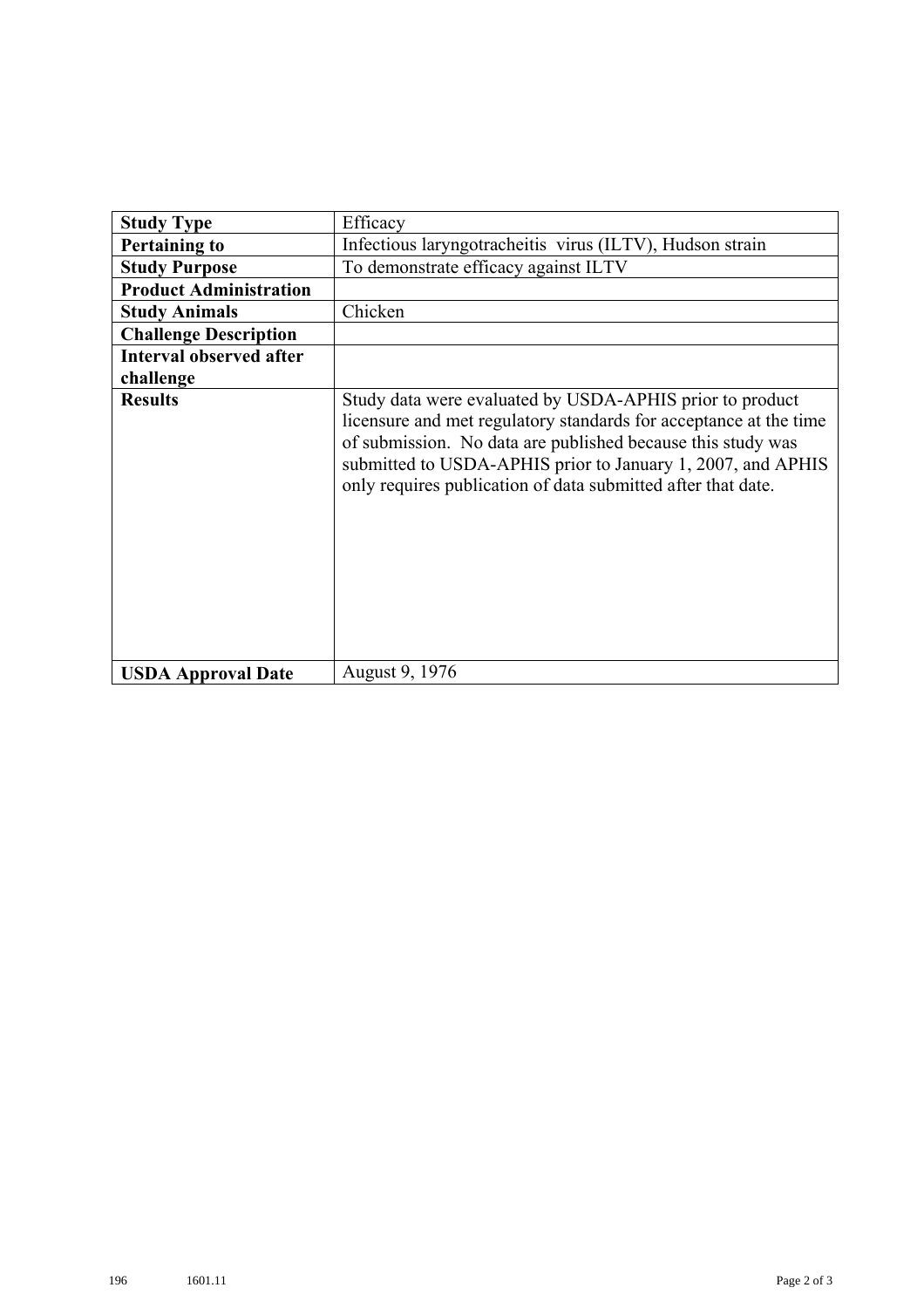| Study Type | Efficacy |
|---|---|
| Pertaining to | Infectious laryngotracheitis virus (ILTV), Hudson strain |
| Study Purpose | To demonstrate efficacy against ILTV |
| Product Administration | |
| Study Animals | Chicken |
| Challenge Description | |
| Interval observed after challenge | |
| Results | Study data were evaluated by USDA-APHIS prior to product licensure and met regulatory standards for acceptance at the time of submission. No data are published because this study was submitted to USDA-APHIS prior to January 1, 2007, and APHIS only requires publication of data submitted after that date. |
| USDA Approval Date | August 9, 1976 |

196 1601.11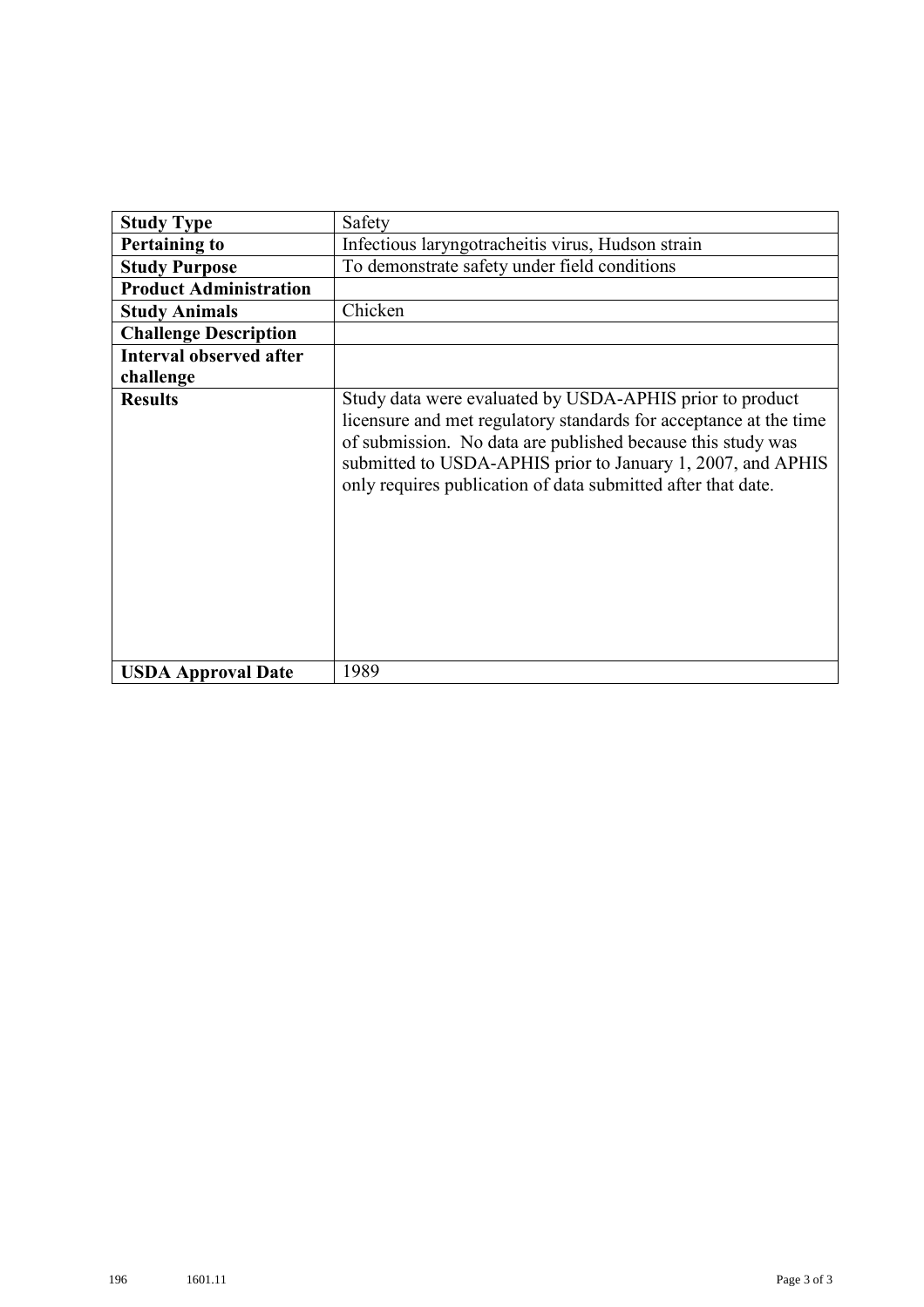| | |
|---|---|
| **Study Type** | Safety |
| **Pertaining to** | Infectious laryngotracheitis virus, Hudson strain |
| **Study Purpose** | To demonstrate safety under field conditions |
| **Product Administration** | |
| **Study Animals** | Chicken |
| **Challenge Description** | |
| **Interval observed after challenge** | |
| **Results** | Study data were evaluated by USDA-APHIS prior to product licensure and met regulatory standards for acceptance at the time of submission. No data are published because this study was submitted to USDA-APHIS prior to January 1, 2007, and APHIS only requires publication of data submitted after that date. |
| **USDA Approval Date** | 1989 |